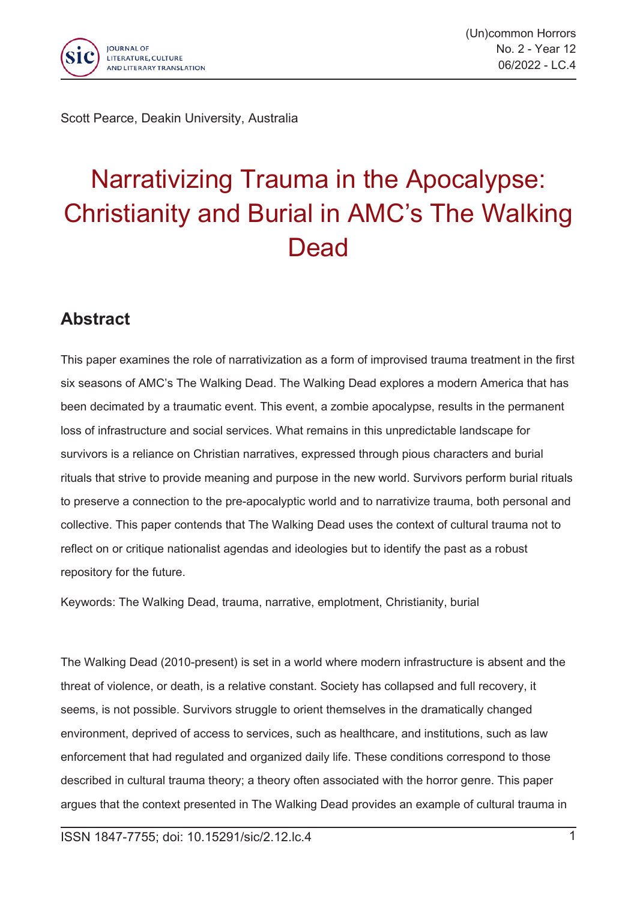Scott Pearce, Deakin University, Australia

# Narrativizing Trauma in the Apocalypse: Christianity and Burial in AMC's The Walking Dead

## Abstract

This paper examines the role of narrativization as a form of improvised trauma treatment in the first six seasons of AMC's The Walking Dead. The Walking Dead explores a modern America that has been decimated by a traumatic event. This event, a zombie apocalypse, results in the permanent loss of infrastructure and social services. What remains in this unpredictable landscape for survivors is a reliance on Christian narratives, expressed through pious characters and burial rituals that strive to provide meaning and purpose in the new world. Survivors perform burial rituals to preserve a connection to the pre-apocalyptic world and to narrativize trauma, both personal and collective. This paper contends that The Walking Dead uses the context of cultural trauma not to reflect on or critique nationalist agendas and ideologies but to identify the past as a robust repository for the future.

Keywords: The Walking Dead, trauma, narrative, emplotment, Christianity, burial

The Walking Dead (2010-present) is set in a world where modern infrastructure is absent and the threat of violence, or death, is a relative constant. Society has collapsed and full recovery, it seems, is not possible. Survivors struggle to orient themselves in the dramatically changed environment, deprived of access to services, such as healthcare, and institutions, such as law enforcement that had regulated and organized daily life. These conditions correspond to those described in cultural trauma theory; a theory often associated with the horror genre. This paper argues that the context presented in The Walking Dead provides an example of cultural trauma in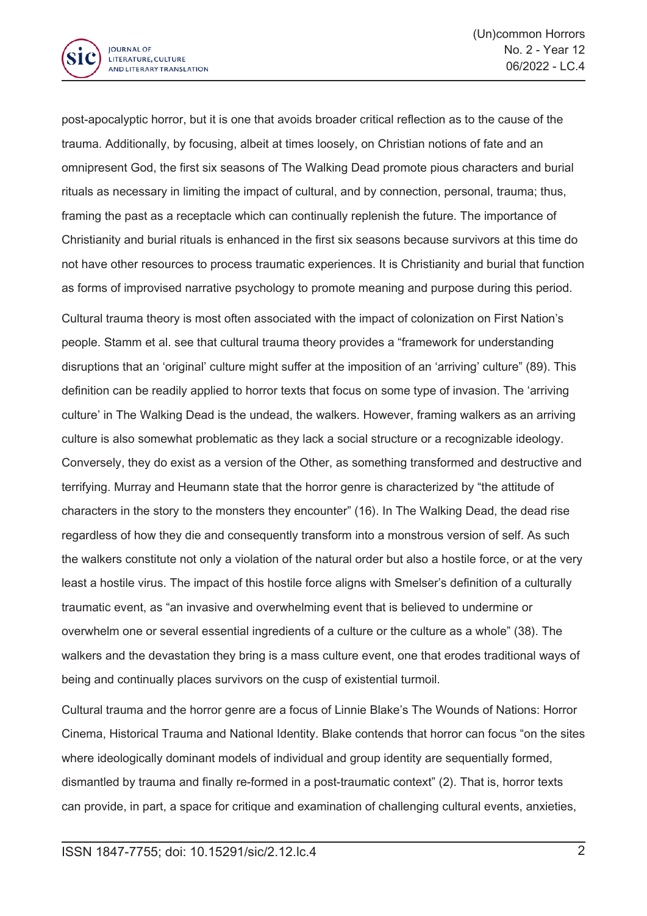post-apocalyptic horror, but it is one that avoids broader critical reflection as to the cause of the trauma. Additionally, by focusing, albeit at times loosely, on Christian notions of fate and an omnipresent God, the first six seasons of The Walking Dead promote pious characters and burial rituals as necessary in limiting the impact of cultural, and by connection, personal, trauma; thus, framing the past as a receptacle which can continually replenish the future. The importance of Christianity and burial rituals is enhanced in the first six seasons because survivors at this time do not have other resources to process traumatic experiences. It is Christianity and burial that function as forms of improvised narrative psychology to promote meaning and purpose during this period.

Cultural trauma theory is most often associated with the impact of colonization on First Nation's people. Stamm et al. see that cultural trauma theory provides a "framework for understanding disruptions that an 'original' culture might suffer at the imposition of an 'arriving' culture" (89). This definition can be readily applied to horror texts that focus on some type of invasion. The 'arriving culture' in The Walking Dead is the undead, the walkers. However, framing walkers as an arriving culture is also somewhat problematic as they lack a social structure or a recognizable ideology. Conversely, they do exist as a version of the Other, as something transformed and destructive and terrifying. Murray and Heumann state that the horror genre is characterized by "the attitude of characters in the story to the monsters they encounter" (16). In The Walking Dead, the dead rise regardless of how they die and consequently transform into a monstrous version of self. As such the walkers constitute not only a violation of the natural order but also a hostile force, or at the very least a hostile virus. The impact of this hostile force aligns with Smelser's definition of a culturally traumatic event, as "an invasive and overwhelming event that is believed to undermine or overwhelm one or several essential ingredients of a culture or the culture as a whole" (38). The walkers and the devastation they bring is a mass culture event, one that erodes traditional ways of being and continually places survivors on the cusp of existential turmoil.

Cultural trauma and the horror genre are a focus of Linnie Blake's The Wounds of Nations: Horror Cinema, Historical Trauma and National Identity. Blake contends that horror can focus "on the sites where ideologically dominant models of individual and group identity are sequentially formed, dismantled by trauma and finally re-formed in a post-traumatic context" (2). That is, horror texts can provide, in part, a space for critique and examination of challenging cultural events, anxieties,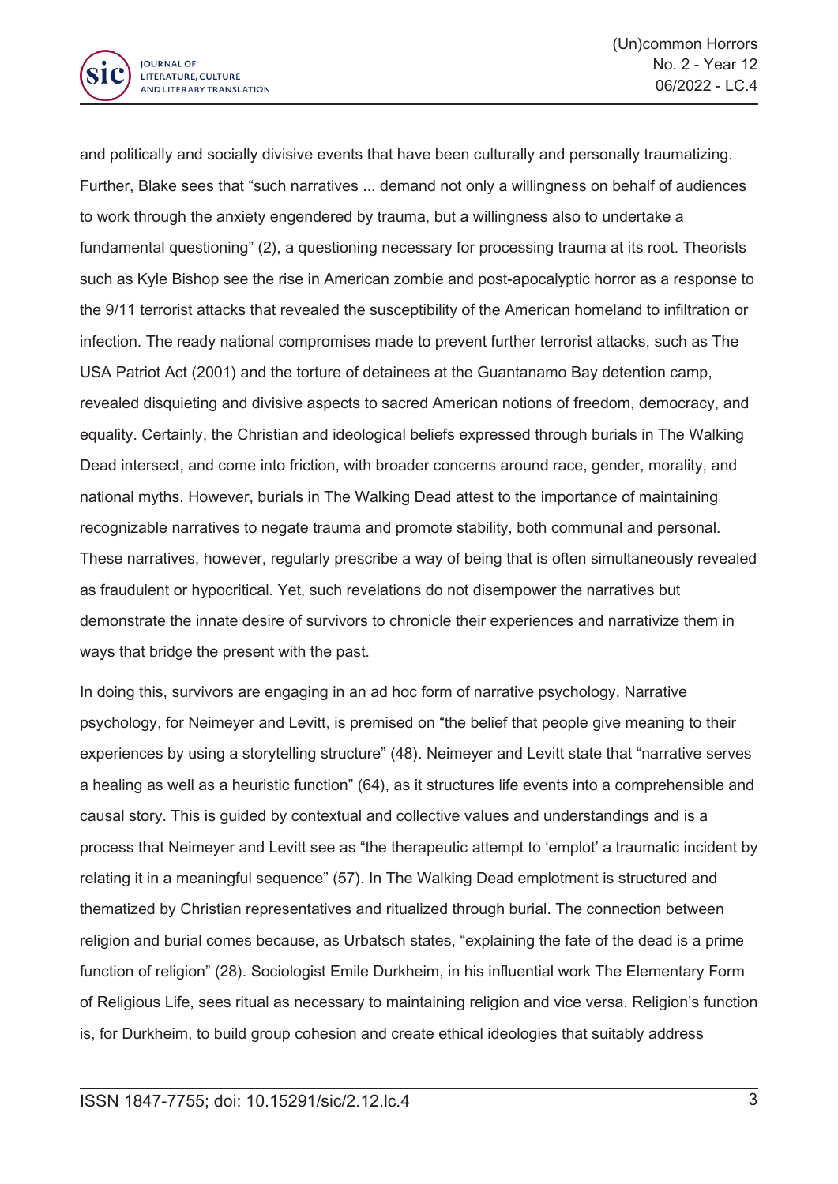and politically and socially divisive events that have been culturally and personally traumatizing. Further, Blake sees that "such narratives ... demand not only a willingness on behalf of audiences to work through the anxiety engendered by trauma, but a willingness also to undertake a fundamental questioning" (2), a questioning necessary for processing trauma at its root. Theorists such as Kyle Bishop see the rise in American zombie and post-apocalyptic horror as a response to the 9/11 terrorist attacks that revealed the susceptibility of the American homeland to infiltration or infection. The ready national compromises made to prevent further terrorist attacks, such as The USA Patriot Act (2001) and the torture of detainees at the Guantanamo Bay detention camp, revealed disquieting and divisive aspects to sacred American notions of freedom, democracy, and equality. Certainly, the Christian and ideological beliefs expressed through burials in The Walking Dead intersect, and come into friction, with broader concerns around race, gender, morality, and national myths. However, burials in The Walking Dead attest to the importance of maintaining recognizable narratives to negate trauma and promote stability, both communal and personal. These narratives, however, regularly prescribe a way of being that is often simultaneously revealed as fraudulent or hypocritical. Yet, such revelations do not disempower the narratives but demonstrate the innate desire of survivors to chronicle their experiences and narrativize them in ways that bridge the present with the past.

In doing this, survivors are engaging in an ad hoc form of narrative psychology. Narrative psychology, for Neimeyer and Levitt, is premised on "the belief that people give meaning to their experiences by using a storytelling structure" (48). Neimeyer and Levitt state that "narrative serves a healing as well as a heuristic function" (64), as it structures life events into a comprehensible and causal story. This is guided by contextual and collective values and understandings and is a process that Neimeyer and Levitt see as "the therapeutic attempt to 'emplot' a traumatic incident by relating it in a meaningful sequence" (57). In The Walking Dead emplotment is structured and thematized by Christian representatives and ritualized through burial. The connection between religion and burial comes because, as Urbatsch states, "explaining the fate of the dead is a prime function of religion" (28). Sociologist Emile Durkheim, in his influential work The Elementary Form of Religious Life, sees ritual as necessary to maintaining religion and vice versa. Religion's function is, for Durkheim, to build group cohesion and create ethical ideologies that suitably address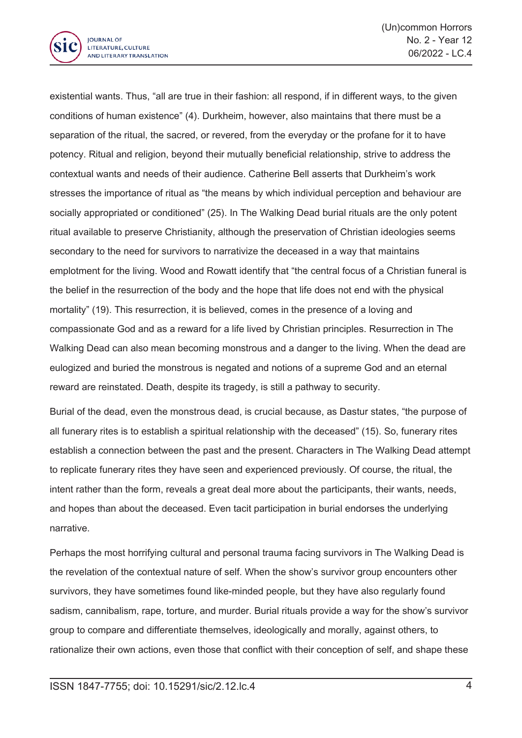existential wants. Thus, “all are true in their fashion: all respond, if in different ways, to the given conditions of human existence” (4). Durkheim, however, also maintains that there must be a separation of the ritual, the sacred, or revered, from the everyday or the profane for it to have potency. Ritual and religion, beyond their mutually beneficial relationship, strive to address the contextual wants and needs of their audience. Catherine Bell asserts that Durkheim’s work stresses the importance of ritual as “the means by which individual perception and behaviour are socially appropriated or conditioned” (25). In The Walking Dead burial rituals are the only potent ritual available to preserve Christianity, although the preservation of Christian ideologies seems secondary to the need for survivors to narrativize the deceased in a way that maintains emplotment for the living. Wood and Rowatt identify that “the central focus of a Christian funeral is the belief in the resurrection of the body and the hope that life does not end with the physical mortality” (19). This resurrection, it is believed, comes in the presence of a loving and compassionate God and as a reward for a life lived by Christian principles. Resurrection in The Walking Dead can also mean becoming monstrous and a danger to the living. When the dead are eulogized and buried the monstrous is negated and notions of a supreme God and an eternal reward are reinstated. Death, despite its tragedy, is still a pathway to security.

Burial of the dead, even the monstrous dead, is crucial because, as Dastur states, “the purpose of all funerary rites is to establish a spiritual relationship with the deceased” (15). So, funerary rites establish a connection between the past and the present. Characters in The Walking Dead attempt to replicate funerary rites they have seen and experienced previously. Of course, the ritual, the intent rather than the form, reveals a great deal more about the participants, their wants, needs, and hopes than about the deceased. Even tacit participation in burial endorses the underlying narrative.

Perhaps the most horrifying cultural and personal trauma facing survivors in The Walking Dead is the revelation of the contextual nature of self. When the show’s survivor group encounters other survivors, they have sometimes found like-minded people, but they have also regularly found sadism, cannibalism, rape, torture, and murder. Burial rituals provide a way for the show’s survivor group to compare and differentiate themselves, ideologically and morally, against others, to rationalize their own actions, even those that conflict with their conception of self, and shape these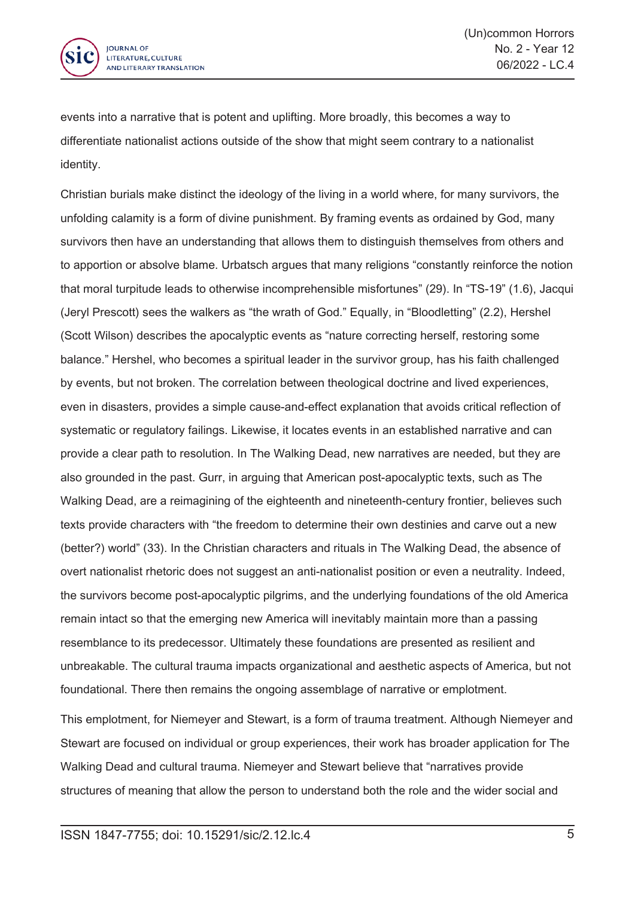events into a narrative that is potent and uplifting. More broadly, this becomes a way to differentiate nationalist actions outside of the show that might seem contrary to a nationalist identity.

Christian burials make distinct the ideology of the living in a world where, for many survivors, the unfolding calamity is a form of divine punishment. By framing events as ordained by God, many survivors then have an understanding that allows them to distinguish themselves from others and to apportion or absolve blame. Urbatsch argues that many religions "constantly reinforce the notion that moral turpitude leads to otherwise incomprehensible misfortunes" (29). In "TS-19" (1.6), Jacqui (Jeryl Prescott) sees the walkers as "the wrath of God." Equally, in "Bloodletting" (2.2), Hershel (Scott Wilson) describes the apocalyptic events as "nature correcting herself, restoring some balance." Hershel, who becomes a spiritual leader in the survivor group, has his faith challenged by events, but not broken. The correlation between theological doctrine and lived experiences, even in disasters, provides a simple cause-and-effect explanation that avoids critical reflection of systematic or regulatory failings. Likewise, it locates events in an established narrative and can provide a clear path to resolution. In The Walking Dead, new narratives are needed, but they are also grounded in the past. Gurr, in arguing that American post-apocalyptic texts, such as The Walking Dead, are a reimagining of the eighteenth and nineteenth-century frontier, believes such texts provide characters with "the freedom to determine their own destinies and carve out a new (better?) world" (33). In the Christian characters and rituals in The Walking Dead, the absence of overt nationalist rhetoric does not suggest an anti-nationalist position or even a neutrality. Indeed, the survivors become post-apocalyptic pilgrims, and the underlying foundations of the old America remain intact so that the emerging new America will inevitably maintain more than a passing resemblance to its predecessor. Ultimately these foundations are presented as resilient and unbreakable. The cultural trauma impacts organizational and aesthetic aspects of America, but not foundational. There then remains the ongoing assemblage of narrative or emplotment.

This emplotment, for Niemeyer and Stewart, is a form of trauma treatment. Although Niemeyer and Stewart are focused on individual or group experiences, their work has broader application for The Walking Dead and cultural trauma. Niemeyer and Stewart believe that "narratives provide structures of meaning that allow the person to understand both the role and the wider social and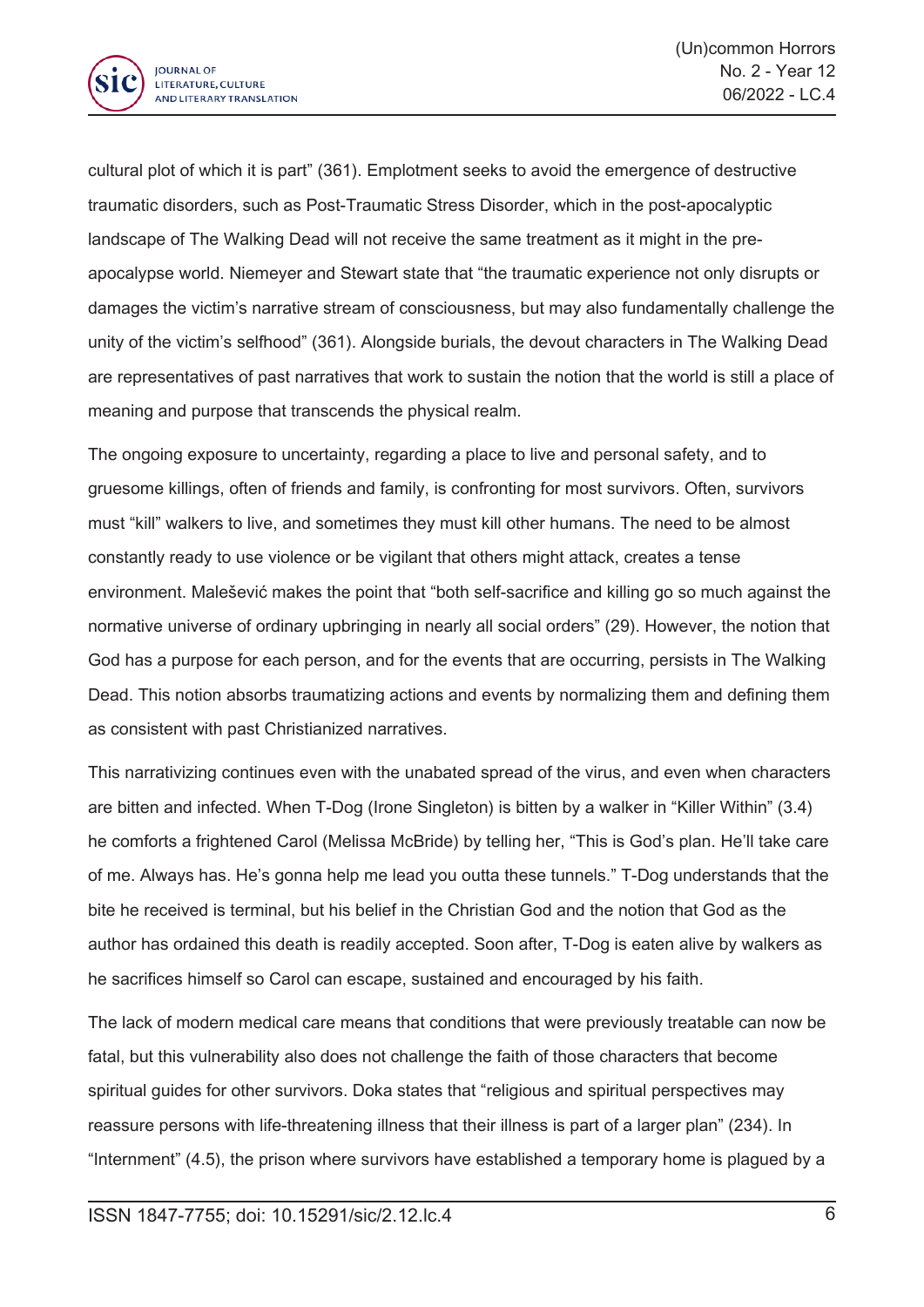cultural plot of which it is part" (361). Emplotment seeks to avoid the emergence of destructive traumatic disorders, such as Post-Traumatic Stress Disorder, which in the post-apocalyptic landscape of The Walking Dead will not receive the same treatment as it might in the pre-apocalypse world. Niemeyer and Stewart state that "the traumatic experience not only disrupts or damages the victim's narrative stream of consciousness, but may also fundamentally challenge the unity of the victim's selfhood" (361). Alongside burials, the devout characters in The Walking Dead are representatives of past narratives that work to sustain the notion that the world is still a place of meaning and purpose that transcends the physical realm.

The ongoing exposure to uncertainty, regarding a place to live and personal safety, and to gruesome killings, often of friends and family, is confronting for most survivors. Often, survivors must "kill" walkers to live, and sometimes they must kill other humans. The need to be almost constantly ready to use violence or be vigilant that others might attack, creates a tense environment. Malešević makes the point that "both self-sacrifice and killing go so much against the normative universe of ordinary upbringing in nearly all social orders" (29). However, the notion that God has a purpose for each person, and for the events that are occurring, persists in The Walking Dead. This notion absorbs traumatizing actions and events by normalizing them and defining them as consistent with past Christianized narratives.

This narrativizing continues even with the unabated spread of the virus, and even when characters are bitten and infected. When T-Dog (Irone Singleton) is bitten by a walker in "Killer Within" (3.4) he comforts a frightened Carol (Melissa McBride) by telling her, "This is God's plan. He'll take care of me. Always has. He's gonna help me lead you outta these tunnels." T-Dog understands that the bite he received is terminal, but his belief in the Christian God and the notion that God as the author has ordained this death is readily accepted. Soon after, T-Dog is eaten alive by walkers as he sacrifices himself so Carol can escape, sustained and encouraged by his faith.

The lack of modern medical care means that conditions that were previously treatable can now be fatal, but this vulnerability also does not challenge the faith of those characters that become spiritual guides for other survivors. Doka states that "religious and spiritual perspectives may reassure persons with life-threatening illness that their illness is part of a larger plan" (234). In "Internment" (4.5), the prison where survivors have established a temporary home is plagued by a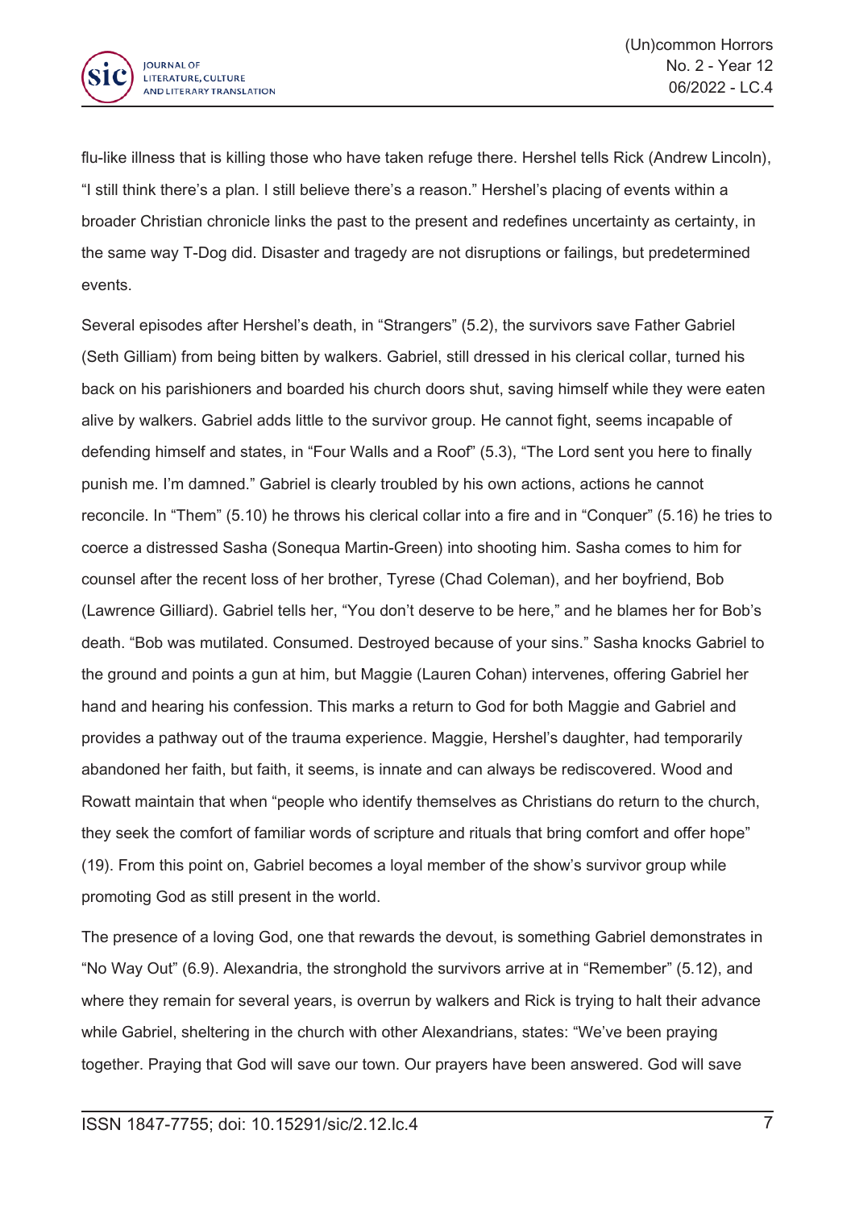flu-like illness that is killing those who have taken refuge there. Hershel tells Rick (Andrew Lincoln), "I still think there's a plan. I still believe there's a reason." Hershel's placing of events within a broader Christian chronicle links the past to the present and redefines uncertainty as certainty, in the same way T-Dog did. Disaster and tragedy are not disruptions or failings, but predetermined events.

Several episodes after Hershel's death, in "Strangers" (5.2), the survivors save Father Gabriel (Seth Gilliam) from being bitten by walkers. Gabriel, still dressed in his clerical collar, turned his back on his parishioners and boarded his church doors shut, saving himself while they were eaten alive by walkers. Gabriel adds little to the survivor group. He cannot fight, seems incapable of defending himself and states, in "Four Walls and a Roof" (5.3), "The Lord sent you here to finally punish me. I'm damned." Gabriel is clearly troubled by his own actions, actions he cannot reconcile. In "Them" (5.10) he throws his clerical collar into a fire and in "Conquer" (5.16) he tries to coerce a distressed Sasha (Sonequa Martin-Green) into shooting him. Sasha comes to him for counsel after the recent loss of her brother, Tyrese (Chad Coleman), and her boyfriend, Bob (Lawrence Gilliard). Gabriel tells her, "You don't deserve to be here," and he blames her for Bob's death. "Bob was mutilated. Consumed. Destroyed because of your sins." Sasha knocks Gabriel to the ground and points a gun at him, but Maggie (Lauren Cohan) intervenes, offering Gabriel her hand and hearing his confession. This marks a return to God for both Maggie and Gabriel and provides a pathway out of the trauma experience. Maggie, Hershel's daughter, had temporarily abandoned her faith, but faith, it seems, is innate and can always be rediscovered. Wood and Rowatt maintain that when "people who identify themselves as Christians do return to the church, they seek the comfort of familiar words of scripture and rituals that bring comfort and offer hope" (19). From this point on, Gabriel becomes a loyal member of the show's survivor group while promoting God as still present in the world.

The presence of a loving God, one that rewards the devout, is something Gabriel demonstrates in "No Way Out" (6.9). Alexandria, the stronghold the survivors arrive at in "Remember" (5.12), and where they remain for several years, is overrun by walkers and Rick is trying to halt their advance while Gabriel, sheltering in the church with other Alexandrians, states: "We've been praying together. Praying that God will save our town. Our prayers have been answered. God will save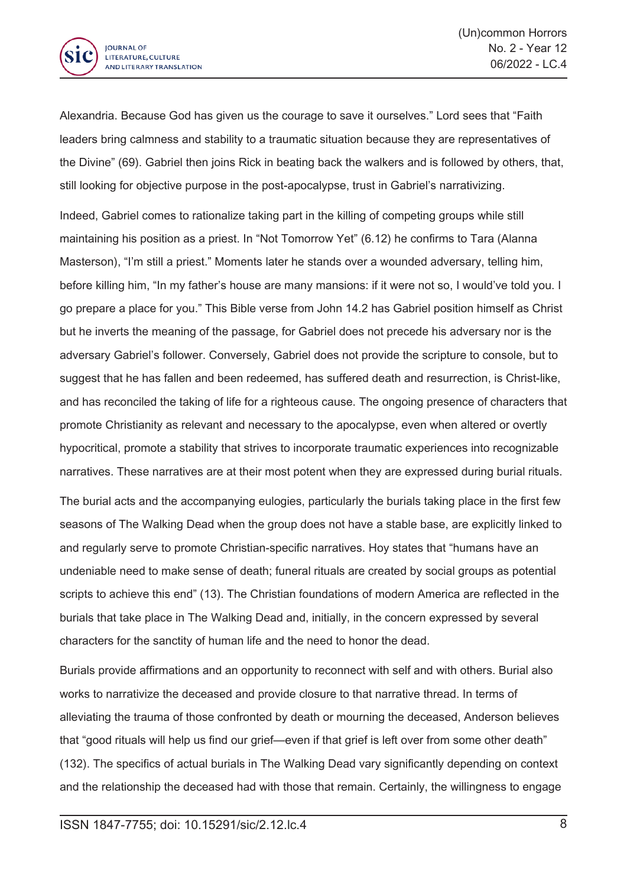Alexandria. Because God has given us the courage to save it ourselves." Lord sees that "Faith leaders bring calmness and stability to a traumatic situation because they are representatives of the Divine" (69). Gabriel then joins Rick in beating back the walkers and is followed by others, that, still looking for objective purpose in the post-apocalypse, trust in Gabriel's narrativizing.

Indeed, Gabriel comes to rationalize taking part in the killing of competing groups while still maintaining his position as a priest. In "Not Tomorrow Yet" (6.12) he confirms to Tara (Alanna Masterson), "I'm still a priest." Moments later he stands over a wounded adversary, telling him, before killing him, "In my father's house are many mansions: if it were not so, I would've told you. I go prepare a place for you." This Bible verse from John 14.2 has Gabriel position himself as Christ but he inverts the meaning of the passage, for Gabriel does not precede his adversary nor is the adversary Gabriel's follower. Conversely, Gabriel does not provide the scripture to console, but to suggest that he has fallen and been redeemed, has suffered death and resurrection, is Christ-like, and has reconciled the taking of life for a righteous cause. The ongoing presence of characters that promote Christianity as relevant and necessary to the apocalypse, even when altered or overtly hypocritical, promote a stability that strives to incorporate traumatic experiences into recognizable narratives. These narratives are at their most potent when they are expressed during burial rituals.

The burial acts and the accompanying eulogies, particularly the burials taking place in the first few seasons of The Walking Dead when the group does not have a stable base, are explicitly linked to and regularly serve to promote Christian-specific narratives. Hoy states that "humans have an undeniable need to make sense of death; funeral rituals are created by social groups as potential scripts to achieve this end" (13). The Christian foundations of modern America are reflected in the burials that take place in The Walking Dead and, initially, in the concern expressed by several characters for the sanctity of human life and the need to honor the dead.

Burials provide affirmations and an opportunity to reconnect with self and with others. Burial also works to narrativize the deceased and provide closure to that narrative thread. In terms of alleviating the trauma of those confronted by death or mourning the deceased, Anderson believes that "good rituals will help us find our grief—even if that grief is left over from some other death" (132). The specifics of actual burials in The Walking Dead vary significantly depending on context and the relationship the deceased had with those that remain. Certainly, the willingness to engage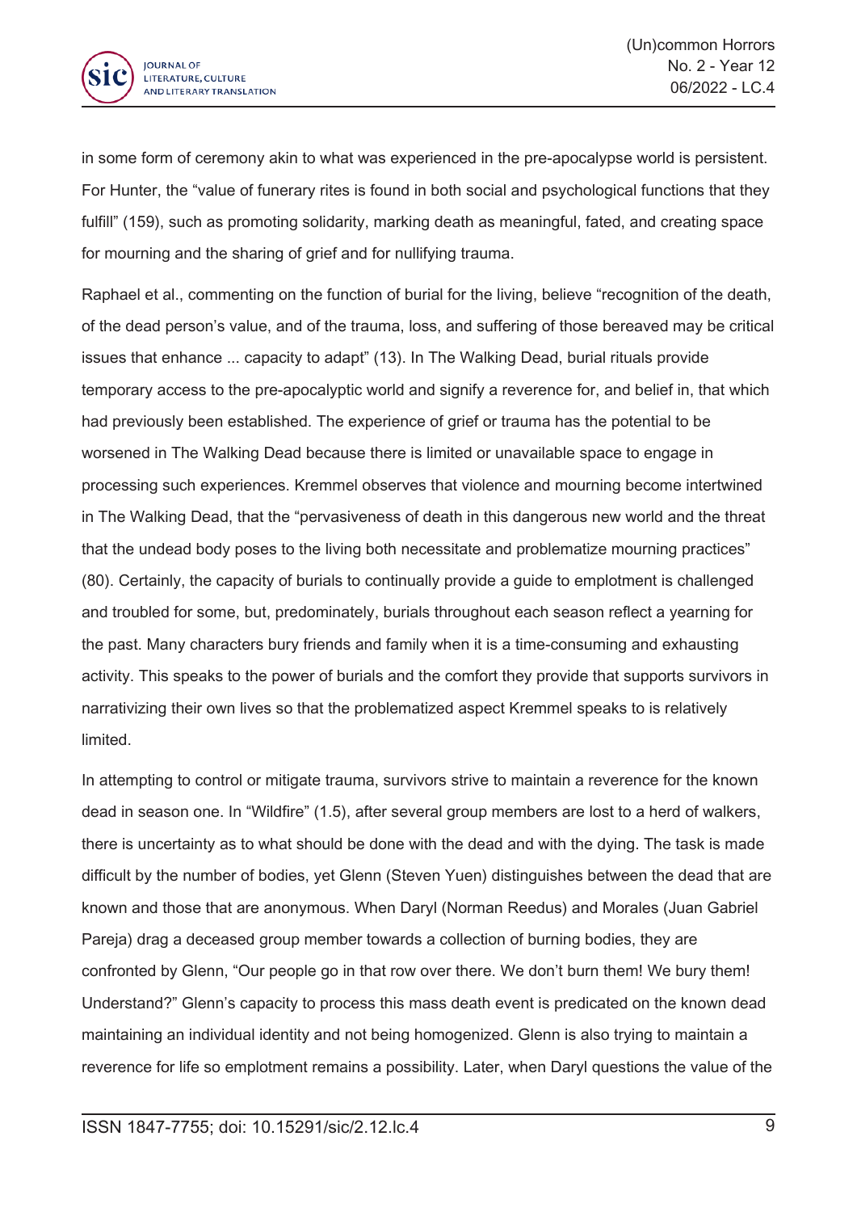in some form of ceremony akin to what was experienced in the pre-apocalypse world is persistent. For Hunter, the “value of funerary rites is found in both social and psychological functions that they fulfill” (159), such as promoting solidarity, marking death as meaningful, fated, and creating space for mourning and the sharing of grief and for nullifying trauma.

Raphael et al., commenting on the function of burial for the living, believe “recognition of the death, of the dead person’s value, and of the trauma, loss, and suffering of those bereaved may be critical issues that enhance ... capacity to adapt” (13). In The Walking Dead, burial rituals provide temporary access to the pre-apocalyptic world and signify a reverence for, and belief in, that which had previously been established. The experience of grief or trauma has the potential to be worsened in The Walking Dead because there is limited or unavailable space to engage in processing such experiences. Kremmel observes that violence and mourning become intertwined in The Walking Dead, that the “pervasiveness of death in this dangerous new world and the threat that the undead body poses to the living both necessitate and problematize mourning practices” (80). Certainly, the capacity of burials to continually provide a guide to emplotment is challenged and troubled for some, but, predominately, burials throughout each season reflect a yearning for the past. Many characters bury friends and family when it is a time-consuming and exhausting activity. This speaks to the power of burials and the comfort they provide that supports survivors in narrativizing their own lives so that the problematized aspect Kremmel speaks to is relatively limited.

In attempting to control or mitigate trauma, survivors strive to maintain a reverence for the known dead in season one. In “Wildfire” (1.5), after several group members are lost to a herd of walkers, there is uncertainty as to what should be done with the dead and with the dying. The task is made difficult by the number of bodies, yet Glenn (Steven Yuen) distinguishes between the dead that are known and those that are anonymous. When Daryl (Norman Reedus) and Morales (Juan Gabriel Pareja) drag a deceased group member towards a collection of burning bodies, they are confronted by Glenn, “Our people go in that row over there. We don’t burn them! We bury them! Understand?” Glenn’s capacity to process this mass death event is predicated on the known dead maintaining an individual identity and not being homogenized. Glenn is also trying to maintain a reverence for life so emplotment remains a possibility. Later, when Daryl questions the value of the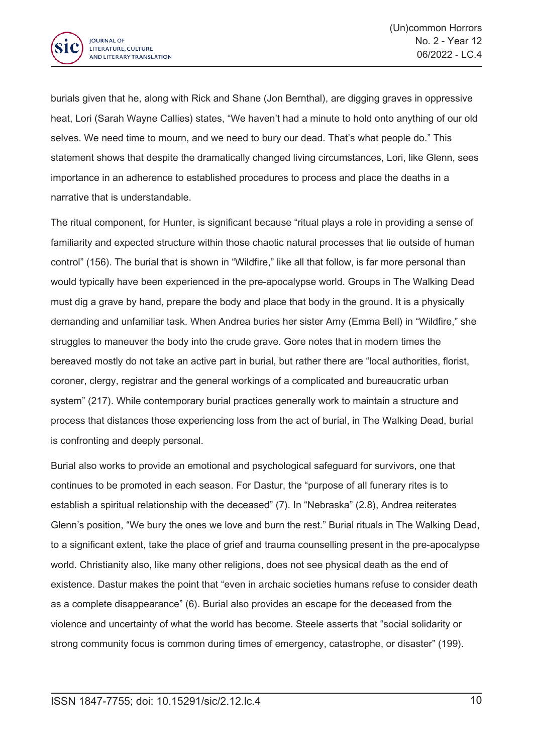burials given that he, along with Rick and Shane (Jon Bernthal), are digging graves in oppressive heat, Lori (Sarah Wayne Callies) states, “We haven’t had a minute to hold onto anything of our old selves. We need time to mourn, and we need to bury our dead. That’s what people do.” This statement shows that despite the dramatically changed living circumstances, Lori, like Glenn, sees importance in an adherence to established procedures to process and place the deaths in a narrative that is understandable.

The ritual component, for Hunter, is significant because “ritual plays a role in providing a sense of familiarity and expected structure within those chaotic natural processes that lie outside of human control” (156). The burial that is shown in “Wildfire,” like all that follow, is far more personal than would typically have been experienced in the pre-apocalypse world. Groups in The Walking Dead must dig a grave by hand, prepare the body and place that body in the ground. It is a physically demanding and unfamiliar task. When Andrea buries her sister Amy (Emma Bell) in “Wildfire,” she struggles to maneuver the body into the crude grave. Gore notes that in modern times the bereaved mostly do not take an active part in burial, but rather there are “local authorities, florist, coroner, clergy, registrar and the general workings of a complicated and bureaucratic urban system” (217). While contemporary burial practices generally work to maintain a structure and process that distances those experiencing loss from the act of burial, in The Walking Dead, burial is confronting and deeply personal.

Burial also works to provide an emotional and psychological safeguard for survivors, one that continues to be promoted in each season. For Dastur, the “purpose of all funerary rites is to establish a spiritual relationship with the deceased” (7). In “Nebraska” (2.8), Andrea reiterates Glenn’s position, “We bury the ones we love and burn the rest.” Burial rituals in The Walking Dead, to a significant extent, take the place of grief and trauma counselling present in the pre-apocalypse world. Christianity also, like many other religions, does not see physical death as the end of existence. Dastur makes the point that “even in archaic societies humans refuse to consider death as a complete disappearance” (6). Burial also provides an escape for the deceased from the violence and uncertainty of what the world has become. Steele asserts that “social solidarity or strong community focus is common during times of emergency, catastrophe, or disaster” (199).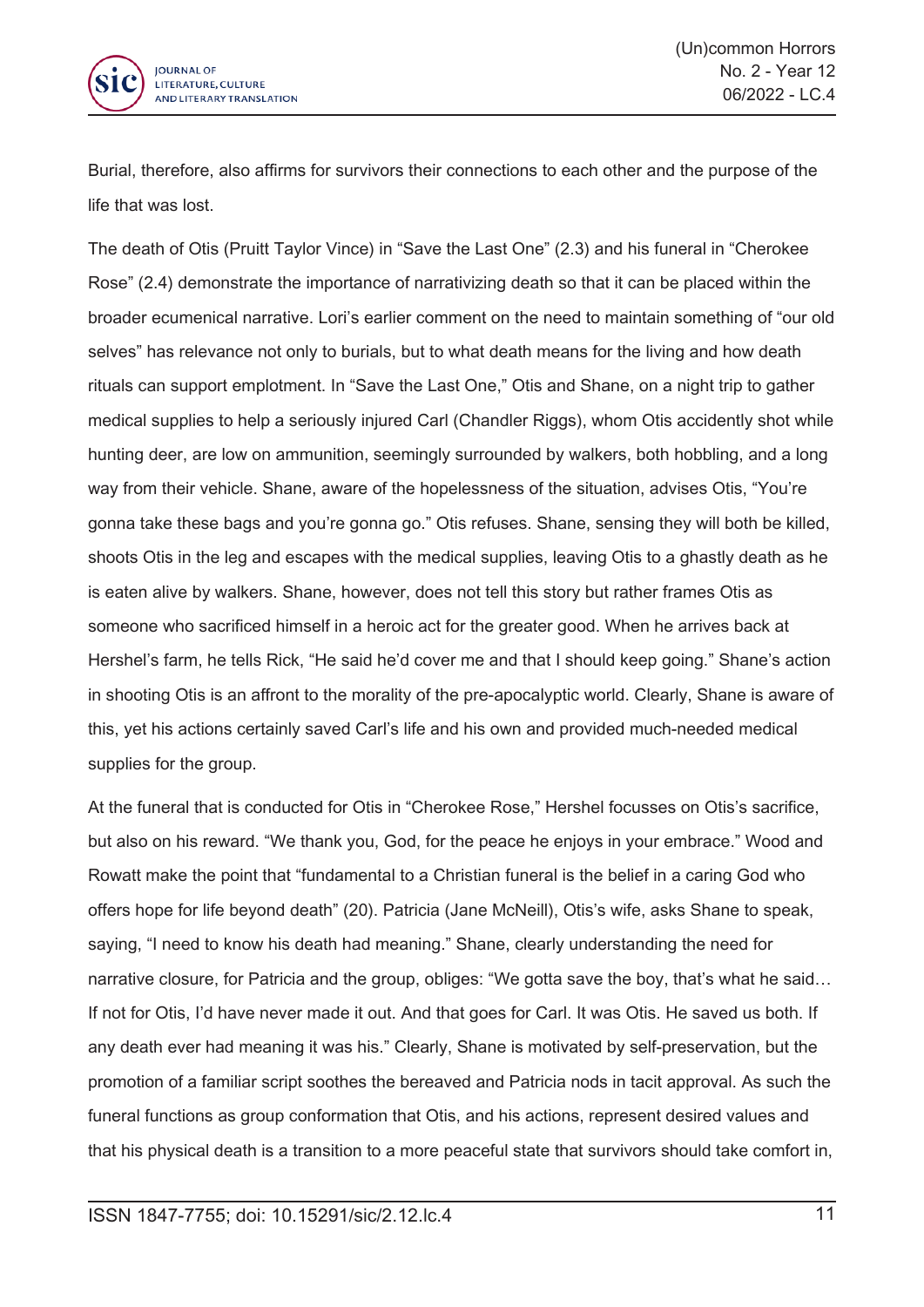Burial, therefore, also affirms for survivors their connections to each other and the purpose of the life that was lost.

The death of Otis (Pruitt Taylor Vince) in "Save the Last One" (2.3) and his funeral in "Cherokee Rose" (2.4) demonstrate the importance of narrativizing death so that it can be placed within the broader ecumenical narrative. Lori's earlier comment on the need to maintain something of "our old selves" has relevance not only to burials, but to what death means for the living and how death rituals can support emplotment. In "Save the Last One," Otis and Shane, on a night trip to gather medical supplies to help a seriously injured Carl (Chandler Riggs), whom Otis accidently shot while hunting deer, are low on ammunition, seemingly surrounded by walkers, both hobbling, and a long way from their vehicle. Shane, aware of the hopelessness of the situation, advises Otis, "You're gonna take these bags and you're gonna go." Otis refuses. Shane, sensing they will both be killed, shoots Otis in the leg and escapes with the medical supplies, leaving Otis to a ghastly death as he is eaten alive by walkers. Shane, however, does not tell this story but rather frames Otis as someone who sacrificed himself in a heroic act for the greater good. When he arrives back at Hershel's farm, he tells Rick, "He said he'd cover me and that I should keep going." Shane's action in shooting Otis is an affront to the morality of the pre-apocalyptic world. Clearly, Shane is aware of this, yet his actions certainly saved Carl's life and his own and provided much-needed medical supplies for the group.

At the funeral that is conducted for Otis in "Cherokee Rose," Hershel focusses on Otis's sacrifice, but also on his reward. "We thank you, God, for the peace he enjoys in your embrace." Wood and Rowatt make the point that "fundamental to a Christian funeral is the belief in a caring God who offers hope for life beyond death" (20). Patricia (Jane McNeill), Otis's wife, asks Shane to speak, saying, "I need to know his death had meaning." Shane, clearly understanding the need for narrative closure, for Patricia and the group, obliges: "We gotta save the boy, that's what he said… If not for Otis, I'd have never made it out. And that goes for Carl. It was Otis. He saved us both. If any death ever had meaning it was his." Clearly, Shane is motivated by self-preservation, but the promotion of a familiar script soothes the bereaved and Patricia nods in tacit approval. As such the funeral functions as group conformation that Otis, and his actions, represent desired values and that his physical death is a transition to a more peaceful state that survivors should take comfort in,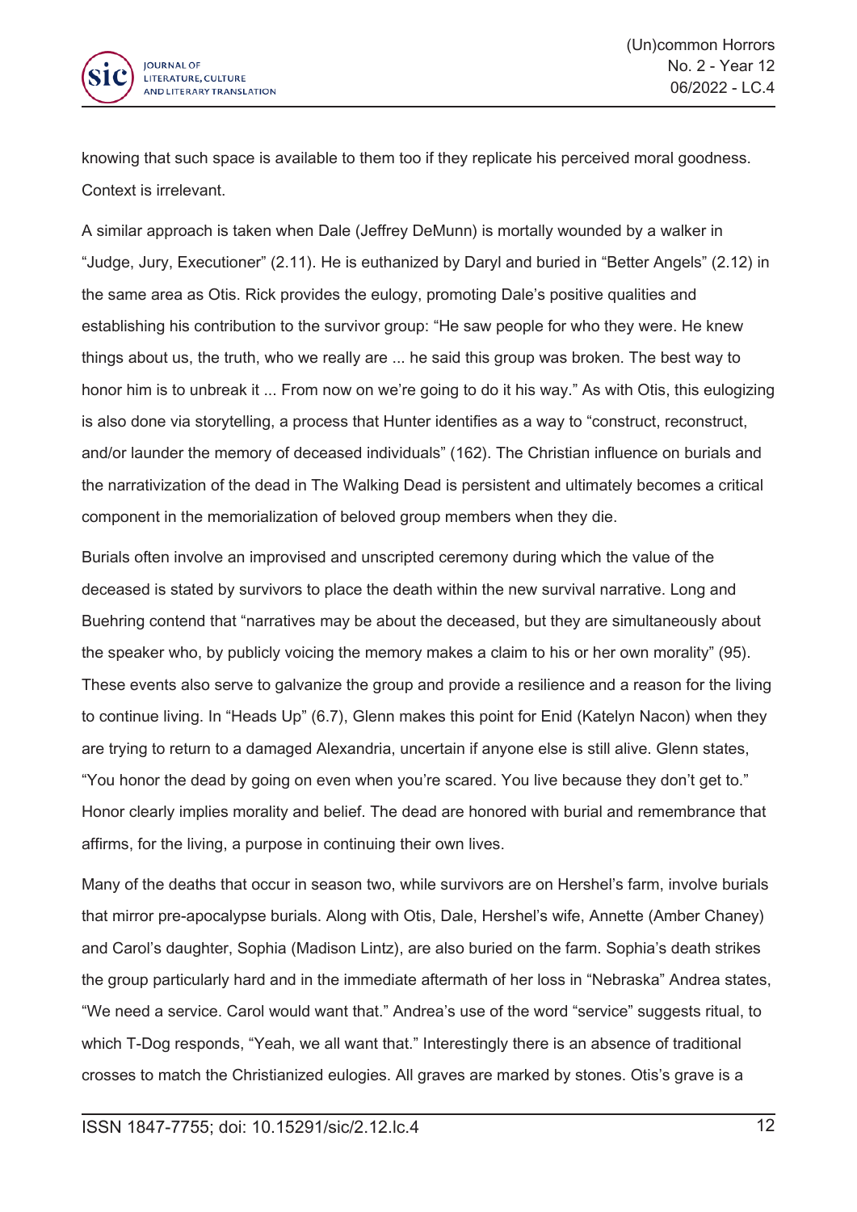knowing that such space is available to them too if they replicate his perceived moral goodness. Context is irrelevant.

A similar approach is taken when Dale (Jeffrey DeMunn) is mortally wounded by a walker in "Judge, Jury, Executioner" (2.11). He is euthanized by Daryl and buried in "Better Angels" (2.12) in the same area as Otis. Rick provides the eulogy, promoting Dale's positive qualities and establishing his contribution to the survivor group: "He saw people for who they were. He knew things about us, the truth, who we really are ... he said this group was broken. The best way to honor him is to unbreak it ... From now on we're going to do it his way." As with Otis, this eulogizing is also done via storytelling, a process that Hunter identifies as a way to "construct, reconstruct, and/or launder the memory of deceased individuals" (162). The Christian influence on burials and the narrativization of the dead in The Walking Dead is persistent and ultimately becomes a critical component in the memorialization of beloved group members when they die.

Burials often involve an improvised and unscripted ceremony during which the value of the deceased is stated by survivors to place the death within the new survival narrative. Long and Buehring contend that "narratives may be about the deceased, but they are simultaneously about the speaker who, by publicly voicing the memory makes a claim to his or her own morality" (95). These events also serve to galvanize the group and provide a resilience and a reason for the living to continue living. In "Heads Up" (6.7), Glenn makes this point for Enid (Katelyn Nacon) when they are trying to return to a damaged Alexandria, uncertain if anyone else is still alive. Glenn states, "You honor the dead by going on even when you're scared. You live because they don't get to." Honor clearly implies morality and belief. The dead are honored with burial and remembrance that affirms, for the living, a purpose in continuing their own lives.

Many of the deaths that occur in season two, while survivors are on Hershel's farm, involve burials that mirror pre-apocalypse burials. Along with Otis, Dale, Hershel's wife, Annette (Amber Chaney) and Carol's daughter, Sophia (Madison Lintz), are also buried on the farm. Sophia's death strikes the group particularly hard and in the immediate aftermath of her loss in "Nebraska" Andrea states, "We need a service. Carol would want that." Andrea's use of the word "service" suggests ritual, to which T-Dog responds, "Yeah, we all want that." Interestingly there is an absence of traditional crosses to match the Christianized eulogies. All graves are marked by stones. Otis's grave is a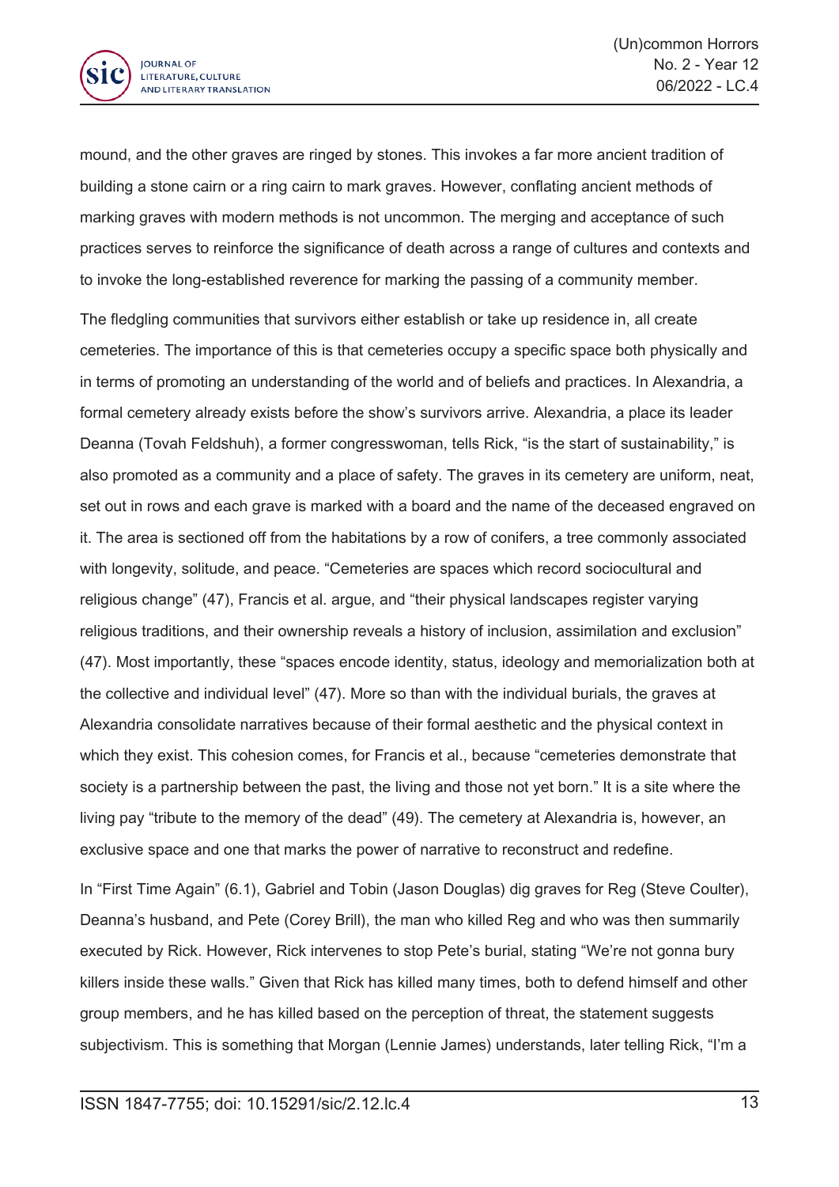mound, and the other graves are ringed by stones. This invokes a far more ancient tradition of building a stone cairn or a ring cairn to mark graves. However, conflating ancient methods of marking graves with modern methods is not uncommon. The merging and acceptance of such practices serves to reinforce the significance of death across a range of cultures and contexts and to invoke the long-established reverence for marking the passing of a community member.

The fledgling communities that survivors either establish or take up residence in, all create cemeteries. The importance of this is that cemeteries occupy a specific space both physically and in terms of promoting an understanding of the world and of beliefs and practices. In Alexandria, a formal cemetery already exists before the show's survivors arrive. Alexandria, a place its leader Deanna (Tovah Feldshuh), a former congresswoman, tells Rick, "is the start of sustainability," is also promoted as a community and a place of safety. The graves in its cemetery are uniform, neat, set out in rows and each grave is marked with a board and the name of the deceased engraved on it. The area is sectioned off from the habitations by a row of conifers, a tree commonly associated with longevity, solitude, and peace. "Cemeteries are spaces which record sociocultural and religious change" (47), Francis et al. argue, and "their physical landscapes register varying religious traditions, and their ownership reveals a history of inclusion, assimilation and exclusion" (47). Most importantly, these "spaces encode identity, status, ideology and memorialization both at the collective and individual level" (47). More so than with the individual burials, the graves at Alexandria consolidate narratives because of their formal aesthetic and the physical context in which they exist. This cohesion comes, for Francis et al., because "cemeteries demonstrate that society is a partnership between the past, the living and those not yet born." It is a site where the living pay "tribute to the memory of the dead" (49). The cemetery at Alexandria is, however, an exclusive space and one that marks the power of narrative to reconstruct and redefine.

In "First Time Again" (6.1), Gabriel and Tobin (Jason Douglas) dig graves for Reg (Steve Coulter), Deanna's husband, and Pete (Corey Brill), the man who killed Reg and who was then summarily executed by Rick. However, Rick intervenes to stop Pete's burial, stating "We're not gonna bury killers inside these walls." Given that Rick has killed many times, both to defend himself and other group members, and he has killed based on the perception of threat, the statement suggests subjectivism. This is something that Morgan (Lennie James) understands, later telling Rick, "I'm a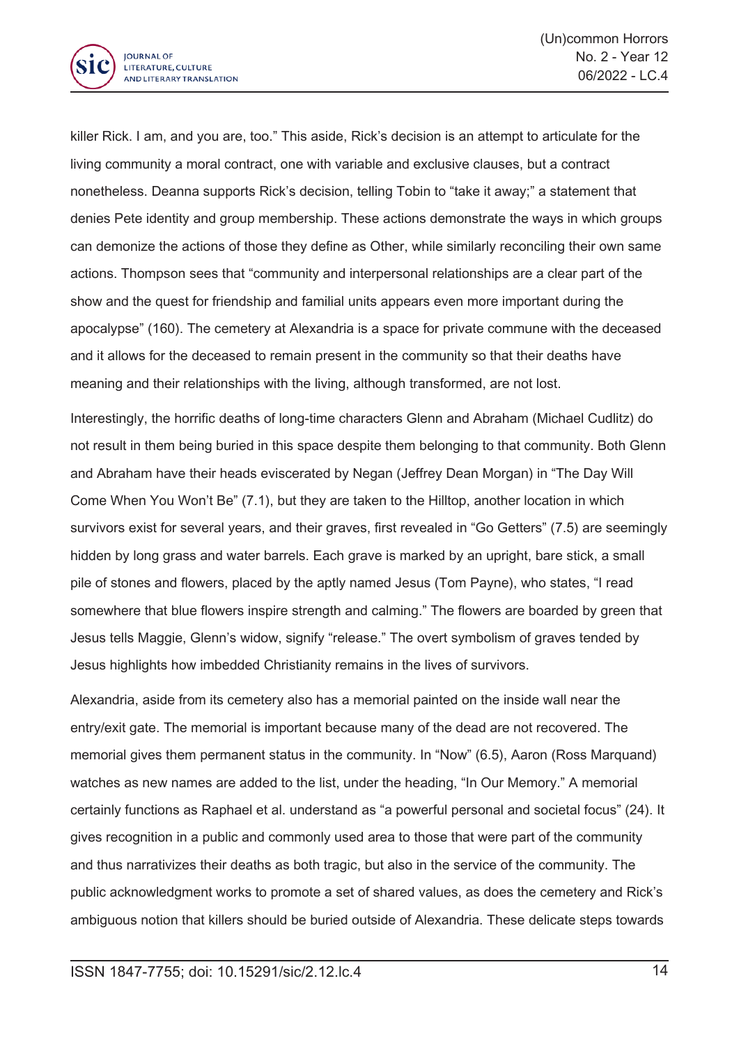killer Rick. I am, and you are, too." This aside, Rick's decision is an attempt to articulate for the living community a moral contract, one with variable and exclusive clauses, but a contract nonetheless. Deanna supports Rick's decision, telling Tobin to "take it away;" a statement that denies Pete identity and group membership. These actions demonstrate the ways in which groups can demonize the actions of those they define as Other, while similarly reconciling their own same actions. Thompson sees that "community and interpersonal relationships are a clear part of the show and the quest for friendship and familial units appears even more important during the apocalypse" (160). The cemetery at Alexandria is a space for private commune with the deceased and it allows for the deceased to remain present in the community so that their deaths have meaning and their relationships with the living, although transformed, are not lost.

Interestingly, the horrific deaths of long-time characters Glenn and Abraham (Michael Cudlitz) do not result in them being buried in this space despite them belonging to that community. Both Glenn and Abraham have their heads eviscerated by Negan (Jeffrey Dean Morgan) in "The Day Will Come When You Won't Be" (7.1), but they are taken to the Hilltop, another location in which survivors exist for several years, and their graves, first revealed in "Go Getters" (7.5) are seemingly hidden by long grass and water barrels. Each grave is marked by an upright, bare stick, a small pile of stones and flowers, placed by the aptly named Jesus (Tom Payne), who states, "I read somewhere that blue flowers inspire strength and calming." The flowers are boarded by green that Jesus tells Maggie, Glenn's widow, signify "release." The overt symbolism of graves tended by Jesus highlights how imbedded Christianity remains in the lives of survivors.

Alexandria, aside from its cemetery also has a memorial painted on the inside wall near the entry/exit gate. The memorial is important because many of the dead are not recovered. The memorial gives them permanent status in the community. In "Now" (6.5), Aaron (Ross Marquand) watches as new names are added to the list, under the heading, "In Our Memory." A memorial certainly functions as Raphael et al. understand as "a powerful personal and societal focus" (24). It gives recognition in a public and commonly used area to those that were part of the community and thus narrativizes their deaths as both tragic, but also in the service of the community. The public acknowledgment works to promote a set of shared values, as does the cemetery and Rick's ambiguous notion that killers should be buried outside of Alexandria. These delicate steps towards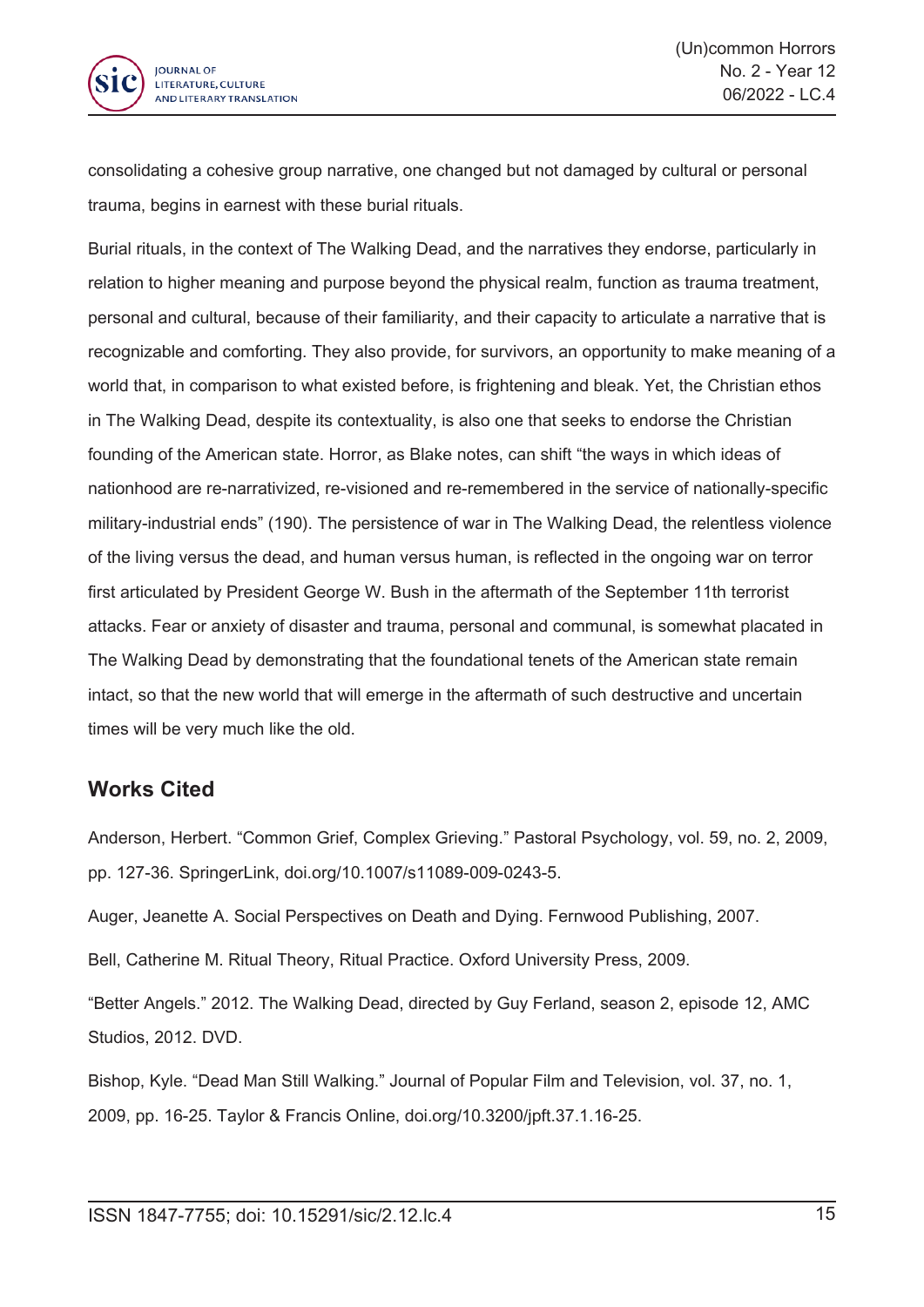consolidating a cohesive group narrative, one changed but not damaged by cultural or personal trauma, begins in earnest with these burial rituals.

Burial rituals, in the context of The Walking Dead, and the narratives they endorse, particularly in relation to higher meaning and purpose beyond the physical realm, function as trauma treatment, personal and cultural, because of their familiarity, and their capacity to articulate a narrative that is recognizable and comforting. They also provide, for survivors, an opportunity to make meaning of a world that, in comparison to what existed before, is frightening and bleak. Yet, the Christian ethos in The Walking Dead, despite its contextuality, is also one that seeks to endorse the Christian founding of the American state. Horror, as Blake notes, can shift "the ways in which ideas of nationhood are re-narrativized, re-visioned and re-remembered in the service of nationally-specific military-industrial ends" (190). The persistence of war in The Walking Dead, the relentless violence of the living versus the dead, and human versus human, is reflected in the ongoing war on terror first articulated by President George W. Bush in the aftermath of the September 11th terrorist attacks. Fear or anxiety of disaster and trauma, personal and communal, is somewhat placated in The Walking Dead by demonstrating that the foundational tenets of the American state remain intact, so that the new world that will emerge in the aftermath of such destructive and uncertain times will be very much like the old.

## Works Cited

Anderson, Herbert. "Common Grief, Complex Grieving." Pastoral Psychology, vol. 59, no. 2, 2009, pp. 127-36. SpringerLink, doi.org/10.1007/s11089-009-0243-5.

Auger, Jeanette A. Social Perspectives on Death and Dying. Fernwood Publishing, 2007.

Bell, Catherine M. Ritual Theory, Ritual Practice. Oxford University Press, 2009.

"Better Angels." 2012. The Walking Dead, directed by Guy Ferland, season 2, episode 12, AMC Studios, 2012. DVD.

Bishop, Kyle. "Dead Man Still Walking." Journal of Popular Film and Television, vol. 37, no. 1, 2009, pp. 16-25. Taylor & Francis Online, doi.org/10.3200/jpft.37.1.16-25.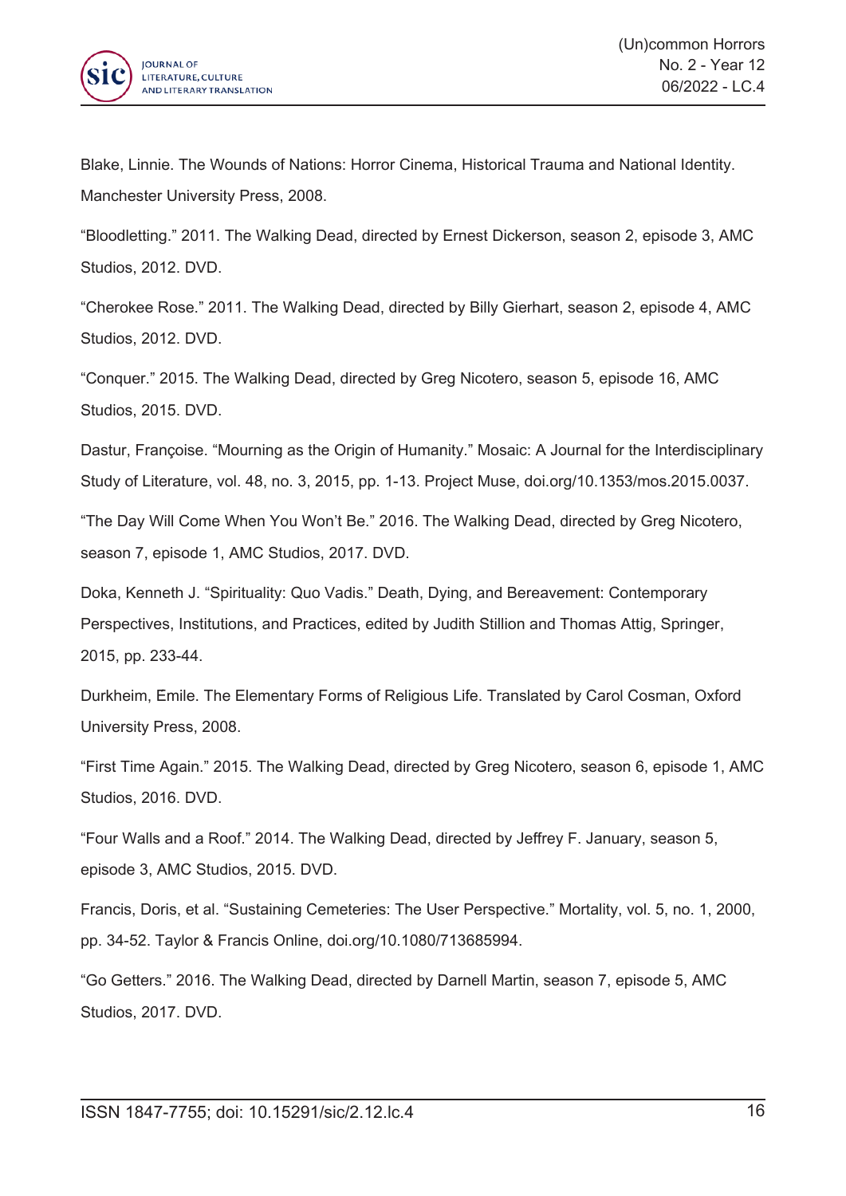Blake, Linnie. The Wounds of Nations: Horror Cinema, Historical Trauma and National Identity. Manchester University Press, 2008.

"Bloodletting." 2011. The Walking Dead, directed by Ernest Dickerson, season 2, episode 3, AMC Studios, 2012. DVD.

"Cherokee Rose." 2011. The Walking Dead, directed by Billy Gierhart, season 2, episode 4, AMC Studios, 2012. DVD.

"Conquer." 2015. The Walking Dead, directed by Greg Nicotero, season 5, episode 16, AMC Studios, 2015. DVD.

Dastur, Françoise. "Mourning as the Origin of Humanity." Mosaic: A Journal for the Interdisciplinary Study of Literature, vol. 48, no. 3, 2015, pp. 1-13. Project Muse, doi.org/10.1353/mos.2015.0037.

"The Day Will Come When You Won't Be." 2016. The Walking Dead, directed by Greg Nicotero, season 7, episode 1, AMC Studios, 2017. DVD.

Doka, Kenneth J. "Spirituality: Quo Vadis." Death, Dying, and Bereavement: Contemporary Perspectives, Institutions, and Practices, edited by Judith Stillion and Thomas Attig, Springer, 2015, pp. 233-44.

Durkheim, Emile. The Elementary Forms of Religious Life. Translated by Carol Cosman, Oxford University Press, 2008.

"First Time Again." 2015. The Walking Dead, directed by Greg Nicotero, season 6, episode 1, AMC Studios, 2016. DVD.

"Four Walls and a Roof." 2014. The Walking Dead, directed by Jeffrey F. January, season 5, episode 3, AMC Studios, 2015. DVD.

Francis, Doris, et al. "Sustaining Cemeteries: The User Perspective." Mortality, vol. 5, no. 1, 2000, pp. 34-52. Taylor & Francis Online, doi.org/10.1080/713685994.

"Go Getters." 2016. The Walking Dead, directed by Darnell Martin, season 7, episode 5, AMC Studios, 2017. DVD.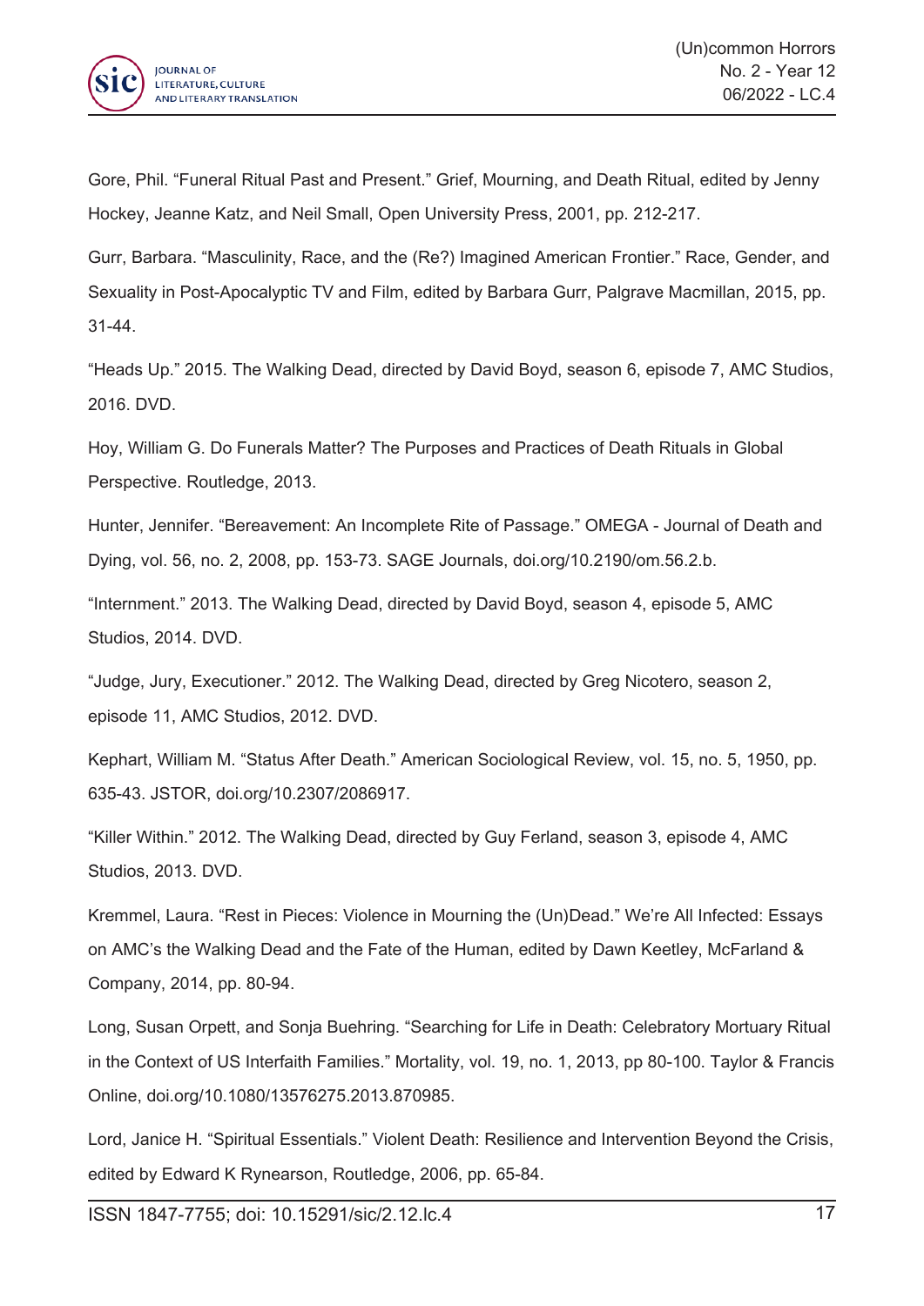Gore, Phil. “Funeral Ritual Past and Present.” Grief, Mourning, and Death Ritual, edited by Jenny Hockey, Jeanne Katz, and Neil Small, Open University Press, 2001, pp. 212-217.

Gurr, Barbara. “Masculinity, Race, and the (Re?) Imagined American Frontier.” Race, Gender, and Sexuality in Post-Apocalyptic TV and Film, edited by Barbara Gurr, Palgrave Macmillan, 2015, pp. 31-44.

“Heads Up.” 2015. The Walking Dead, directed by David Boyd, season 6, episode 7, AMC Studios, 2016. DVD.

Hoy, William G. Do Funerals Matter? The Purposes and Practices of Death Rituals in Global Perspective. Routledge, 2013.

Hunter, Jennifer. “Bereavement: An Incomplete Rite of Passage.” OMEGA - Journal of Death and Dying, vol. 56, no. 2, 2008, pp. 153-73. SAGE Journals, doi.org/10.2190/om.56.2.b.

“Internment.” 2013. The Walking Dead, directed by David Boyd, season 4, episode 5, AMC Studios, 2014. DVD.

“Judge, Jury, Executioner.” 2012. The Walking Dead, directed by Greg Nicotero, season 2, episode 11, AMC Studios, 2012. DVD.

Kephart, William M. “Status After Death.” American Sociological Review, vol. 15, no. 5, 1950, pp. 635-43. JSTOR, doi.org/10.2307/2086917.

“Killer Within.” 2012. The Walking Dead, directed by Guy Ferland, season 3, episode 4, AMC Studios, 2013. DVD.

Kremmel, Laura. “Rest in Pieces: Violence in Mourning the (Un)Dead.” We’re All Infected: Essays on AMC’s the Walking Dead and the Fate of the Human, edited by Dawn Keetley, McFarland & Company, 2014, pp. 80-94.

Long, Susan Orpett, and Sonja Buehring. “Searching for Life in Death: Celebratory Mortuary Ritual in the Context of US Interfaith Families.” Mortality, vol. 19, no. 1, 2013, pp 80-100. Taylor & Francis Online, doi.org/10.1080/13576275.2013.870985.

Lord, Janice H. “Spiritual Essentials.” Violent Death: Resilience and Intervention Beyond the Crisis, edited by Edward K Rynearson, Routledge, 2006, pp. 65-84.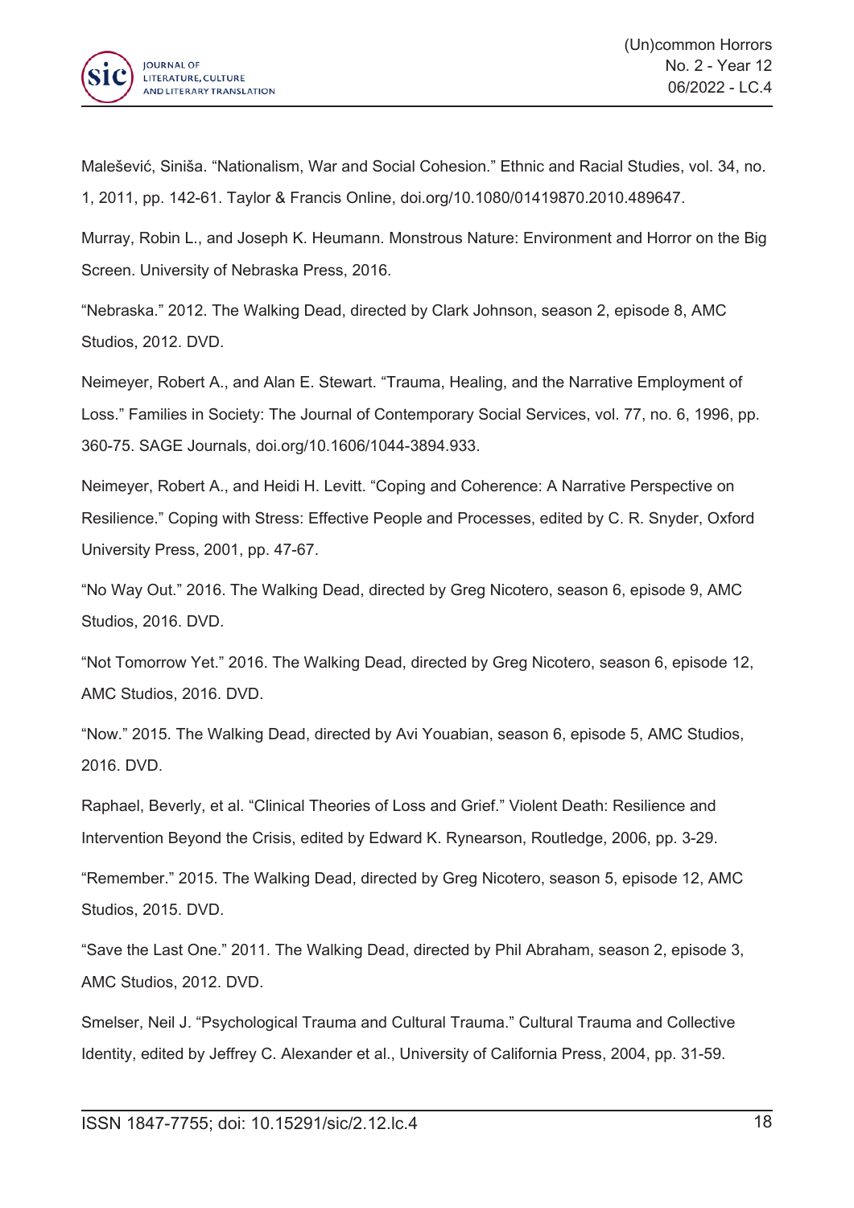Malešević, Siniša. “Nationalism, War and Social Cohesion.” Ethnic and Racial Studies, vol. 34, no. 1, 2011, pp. 142-61. Taylor & Francis Online, doi.org/10.1080/01419870.2010.489647.

Murray, Robin L., and Joseph K. Heumann. Monstrous Nature: Environment and Horror on the Big Screen. University of Nebraska Press, 2016.

“Nebraska.” 2012. The Walking Dead, directed by Clark Johnson, season 2, episode 8, AMC Studios, 2012. DVD.

Neimeyer, Robert A., and Alan E. Stewart. “Trauma, Healing, and the Narrative Employment of Loss.” Families in Society: The Journal of Contemporary Social Services, vol. 77, no. 6, 1996, pp. 360-75. SAGE Journals, doi.org/10.1606/1044-3894.933.

Neimeyer, Robert A., and Heidi H. Levitt. “Coping and Coherence: A Narrative Perspective on Resilience.” Coping with Stress: Effective People and Processes, edited by C. R. Snyder, Oxford University Press, 2001, pp. 47-67.

“No Way Out.” 2016. The Walking Dead, directed by Greg Nicotero, season 6, episode 9, AMC Studios, 2016. DVD.

“Not Tomorrow Yet.” 2016. The Walking Dead, directed by Greg Nicotero, season 6, episode 12, AMC Studios, 2016. DVD.

“Now.” 2015. The Walking Dead, directed by Avi Youabian, season 6, episode 5, AMC Studios, 2016. DVD.

Raphael, Beverly, et al. “Clinical Theories of Loss and Grief.” Violent Death: Resilience and Intervention Beyond the Crisis, edited by Edward K. Rynearson, Routledge, 2006, pp. 3-29.

“Remember.” 2015. The Walking Dead, directed by Greg Nicotero, season 5, episode 12, AMC Studios, 2015. DVD.

“Save the Last One.” 2011. The Walking Dead, directed by Phil Abraham, season 2, episode 3, AMC Studios, 2012. DVD.

Smelser, Neil J. “Psychological Trauma and Cultural Trauma.” Cultural Trauma and Collective Identity, edited by Jeffrey C. Alexander et al., University of California Press, 2004, pp. 31-59.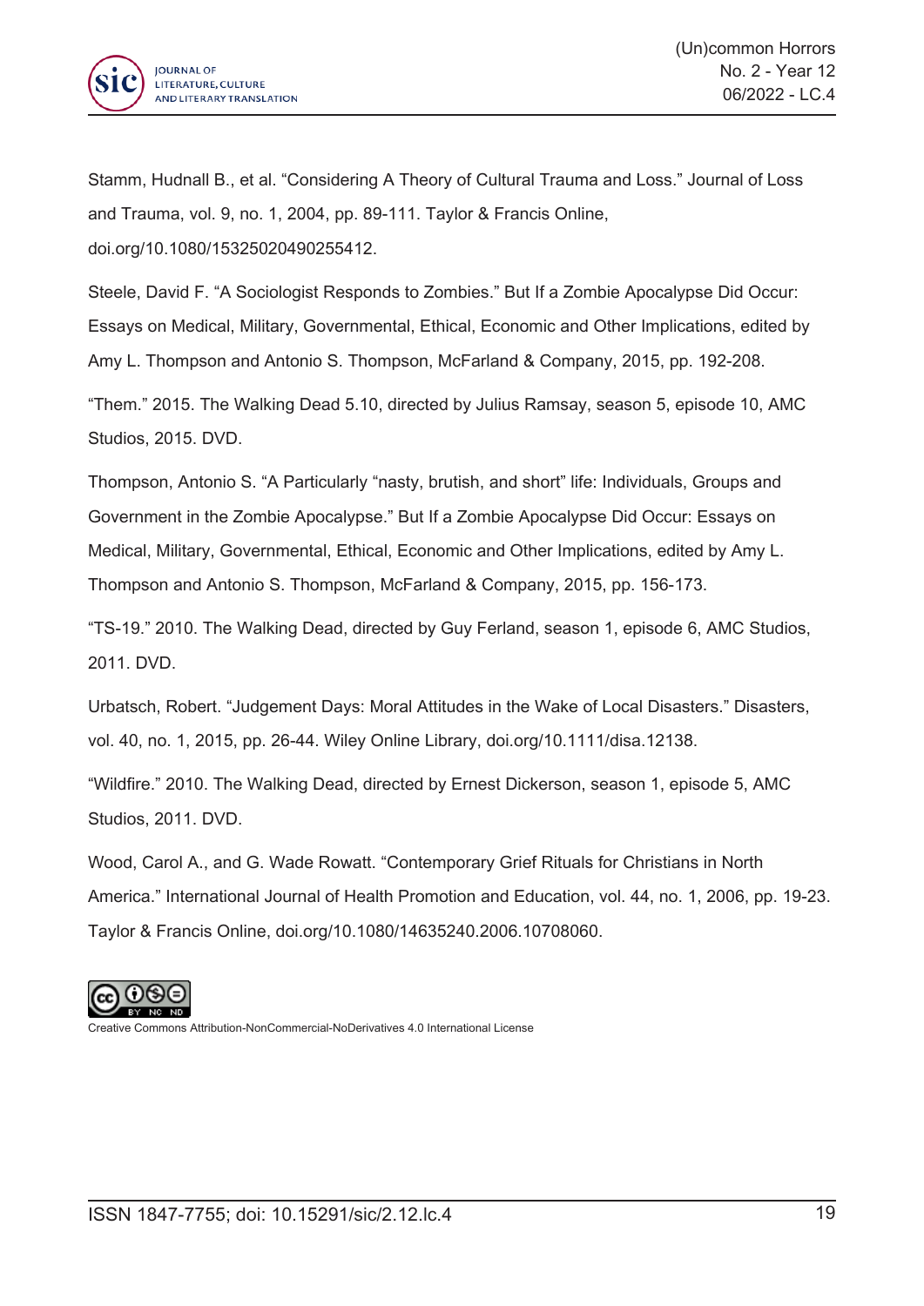Stamm, Hudnall B., et al. “Considering A Theory of Cultural Trauma and Loss.” Journal of Loss and Trauma, vol. 9, no. 1, 2004, pp. 89-111. Taylor & Francis Online, doi.org/10.1080/15325020490255412.

Steele, David F. “A Sociologist Responds to Zombies.” But If a Zombie Apocalypse Did Occur: Essays on Medical, Military, Governmental, Ethical, Economic and Other Implications, edited by Amy L. Thompson and Antonio S. Thompson, McFarland & Company, 2015, pp. 192-208.

“Them.” 2015. The Walking Dead 5.10, directed by Julius Ramsay, season 5, episode 10, AMC Studios, 2015. DVD.

Thompson, Antonio S. “A Particularly “nasty, brutish, and short” life: Individuals, Groups and Government in the Zombie Apocalypse.” But If a Zombie Apocalypse Did Occur: Essays on Medical, Military, Governmental, Ethical, Economic and Other Implications, edited by Amy L. Thompson and Antonio S. Thompson, McFarland & Company, 2015, pp. 156-173.

“TS-19.” 2010. The Walking Dead, directed by Guy Ferland, season 1, episode 6, AMC Studios, 2011. DVD.

Urbatsch, Robert. “Judgement Days: Moral Attitudes in the Wake of Local Disasters.” Disasters, vol. 40, no. 1, 2015, pp. 26-44. Wiley Online Library, doi.org/10.1111/disa.12138.

“Wildfire.” 2010. The Walking Dead, directed by Ernest Dickerson, season 1, episode 5, AMC Studios, 2011. DVD.

Wood, Carol A., and G. Wade Rowatt. “Contemporary Grief Rituals for Christians in North America.” International Journal of Health Promotion and Education, vol. 44, no. 1, 2006, pp. 19-23. Taylor & Francis Online, doi.org/10.1080/14635240.2006.10708060.

Creative Commons Attribution-NonCommercial-NoDerivatives 4.0 International License